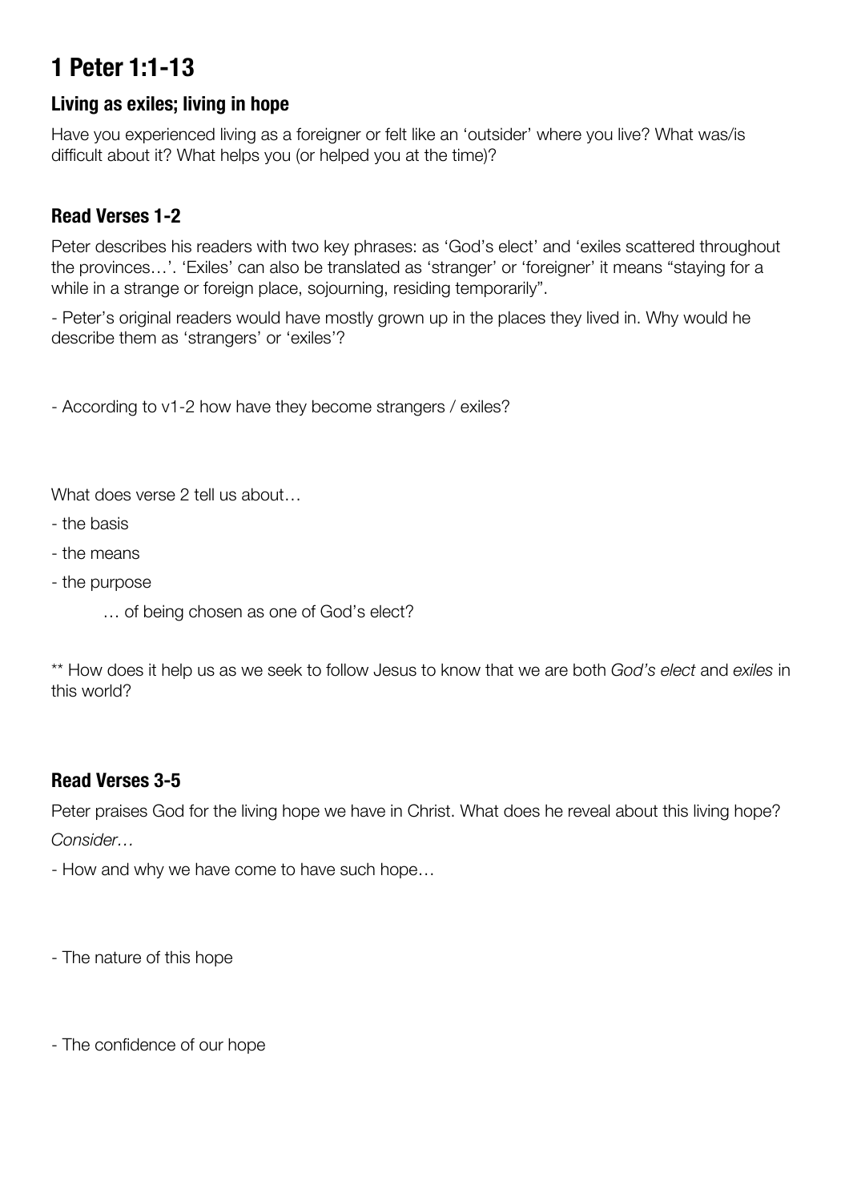# 1 Peter 1:1-13

## Living as exiles; living in hope

Have you experienced living as a foreigner or felt like an 'outsider' where you live? What was/is difficult about it? What helps you (or helped you at the time)?

## Read Verses 1-2

Peter describes his readers with two key phrases: as 'God's elect' and 'exiles scattered throughout the provinces…'. 'Exiles' can also be translated as 'stranger' or 'foreigner' it means "staying for a while in a strange or foreign place, sojourning, residing temporarily".

- Peter's original readers would have mostly grown up in the places they lived in. Why would he describe them as 'strangers' or 'exiles'?

- According to v1-2 how have they become strangers / exiles?

What does verse 2 tell us about…

- the basis
- the means
- the purpose

… of being chosen as one of God's elect?

** How does it help us as we seek to follow Jesus to know that we are both *God's elect* and *exiles* in this world?

## Read Verses 3-5

Peter praises God for the living hope we have in Christ. What does he reveal about this living hope?

*Consider…*

- How and why we have come to have such hope…

- The nature of this hope

- The confidence of our hope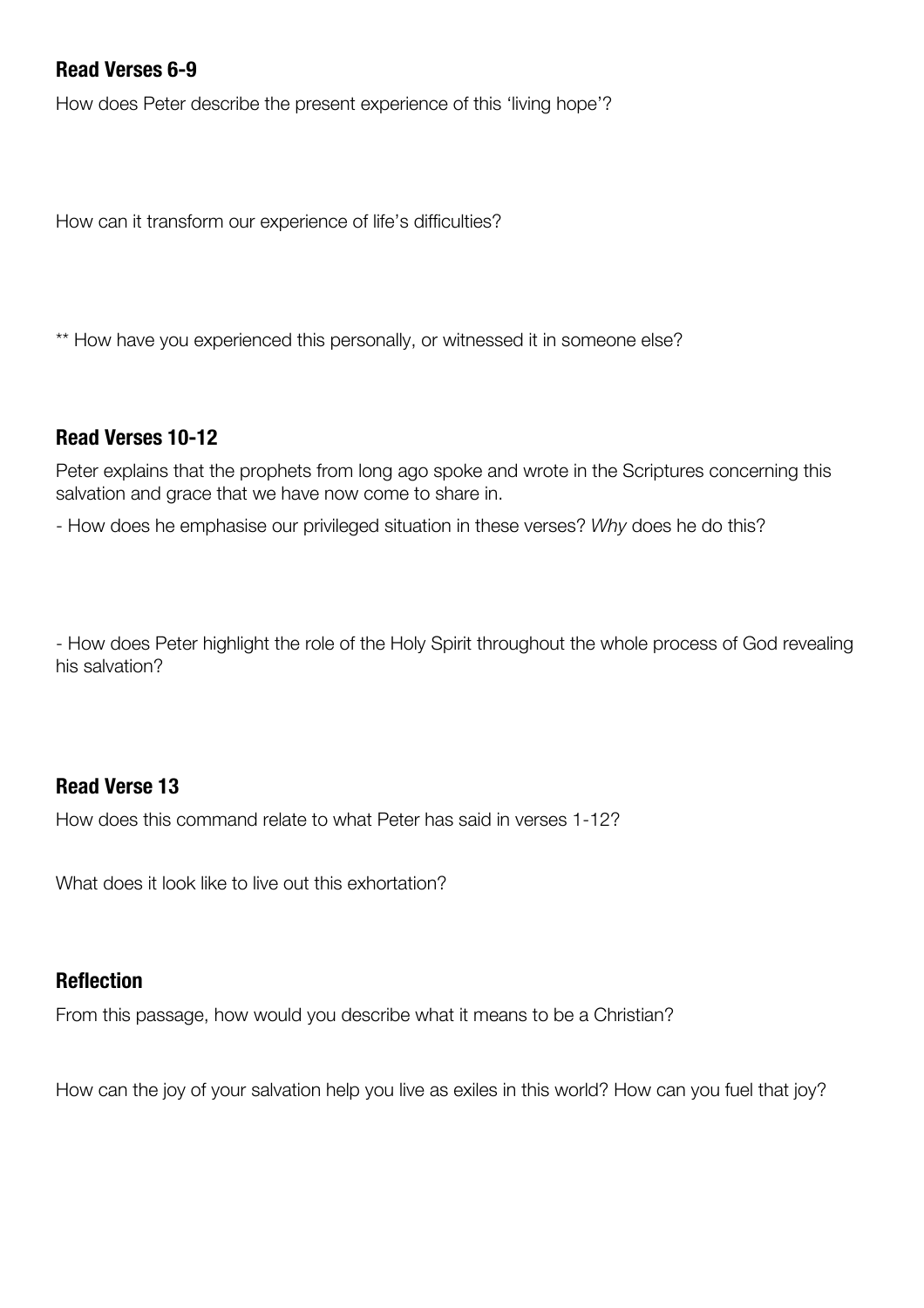### Read Verses 6-9

How does Peter describe the present experience of this 'living hope'?

How can it transform our experience of life's difficulties?

** How have you experienced this personally, or witnessed it in someone else?

### Read Verses 10-12

Peter explains that the prophets from long ago spoke and wrote in the Scriptures concerning this salvation and grace that we have now come to share in.

- How does he emphasise our privileged situation in these verses? *Why* does he do this?

- How does Peter highlight the role of the Holy Spirit throughout the whole process of God revealing his salvation?

### Read Verse 13

How does this command relate to what Peter has said in verses 1-12?

What does it look like to live out this exhortation?

### Reflection

From this passage, how would you describe what it means to be a Christian?

How can the joy of your salvation help you live as exiles in this world? How can you fuel that joy?